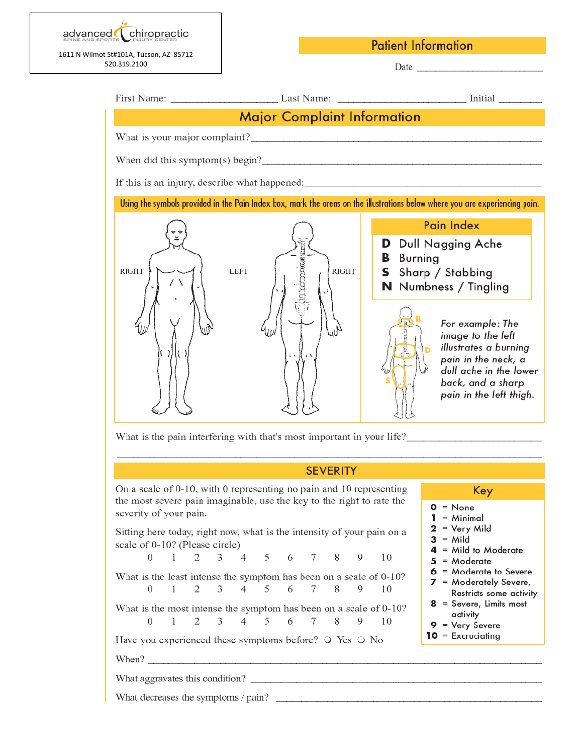advanced chiropractic
SPINE AND SPORTS INJURY CENTER

1611 N Wilmot St#101A, Tucson, AZ 85712
520.319.2100

## Patient Information

Date ___________________________

First Name: ____________________ Last Name: ________________________ Initial ________

## Major Complaint Information

What is your major complaint? ____________________________________________________________

When did this symptom(s) begin? __________________________________________________________

If this is an injury, describe what happened: _________________________________________________

**Using the symbols provided in the Pain Index box, mark the areas on the illustrations below where you are experiencing pain.**

RIGHT LEFT LEFT RIGHT

### Pain Index

- **D** Dull Nagging Ache
- **B** Burning
- **S** Sharp / Stabbing
- **N** Numbness / Tingling

B D S

*For example: The image to the left illustrates a burning pain in the neck, a dull ache in the lower back, and a sharp pain in the left thigh.*

What is the pain interfering with that's most important in your life? ______________________________

_______________________________________________________________________________

## SEVERITY

On a scale of 0-10, with 0 representing no pain and 10 representing the most severe pain imaginable, use the key to the right to rate the severity of your pain.

Sitting here today, right now, what is the intensity of your pain on a scale of 0-10? (Please circle)

0 1 2 3 4 5 6 7 8 9 10

What is the least intense the symptom has been on a scale of 0-10?

0 1 2 3 4 5 6 7 8 9 10

What is the most intense the symptom has been on a scale of 0-10?

0 1 2 3 4 5 6 7 8 9 10

### Key

- **0** = None
- **1** = Minimal
- **2** = Very Mild
- **3** = Mild
- **4** = Mild to Moderate
- **5** = Moderate
- **6** = Moderate to Severe
- **7** = Moderately Severe, Restricts some activity
- **8** = Severe, Limits most activity
- **9** = Very Severe
- **10** = Excruciating

Have you experienced these symptoms before? ○ Yes ○ No

When? _________________________________________________________________________

What aggravates this condition? ____________________________________________________

What decreases the symptoms / pain? ________________________________________________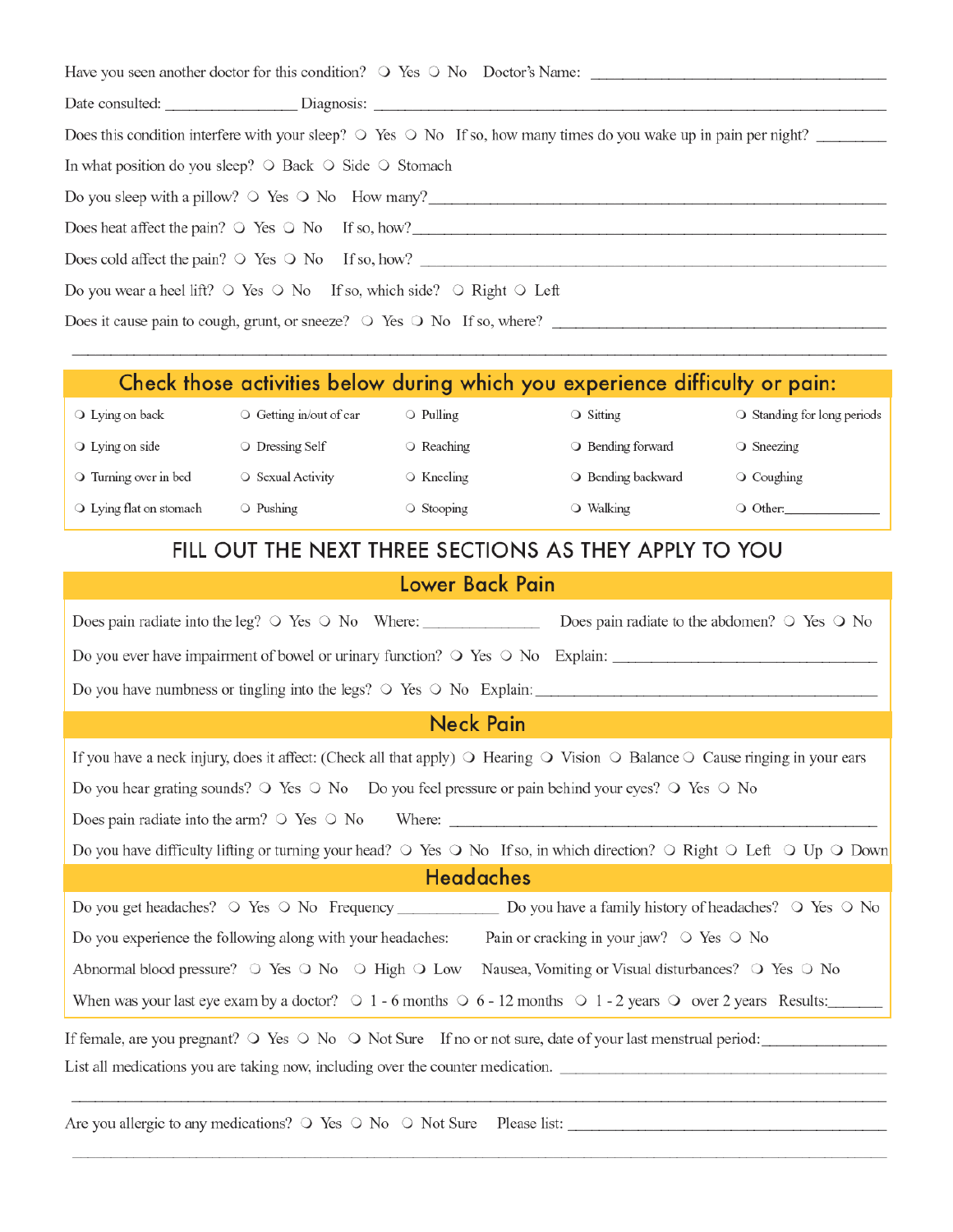Have you seen another doctor for this condition? ❍ Yes ❍ No Doctor's Name: ___________________________

Date consulted: ________________ Diagnosis: ___________________________________________

Does this condition interfere with your sleep? ❍ Yes ❍ No If so, how many times do you wake up in pain per night? ________

In what position do you sleep? ❍ Back ❍ Side ❍ Stomach

Do you sleep with a pillow? ❍ Yes ❍ No How many?___________________________________________

Does heat affect the pain? ❍ Yes ❍ No If so, how?___________________________________________

Does cold affect the pain? ❍ Yes ❍ No If so, how? ___________________________________________

Do you wear a heel lift? ❍ Yes ❍ No If so, which side? ❍ Right ❍ Left

Does it cause pain to cough, grunt, or sneeze? ❍ Yes ❍ No If so, where? ___________________________

_______________________________________________________________________________

## Check those activities below during which you experience difficulty or pain:

| | | | | |
|---|---|---|---|---|
| ❍ Lying on back | ❍ Getting in/out of car | ❍ Pulling | ❍ Sitting | ❍ Standing for long periods |
| ❍ Lying on side | ❍ Dressing Self | ❍ Reaching | ❍ Bending forward | ❍ Sneezing |
| ❍ Turning over in bed | ❍ Sexual Activity | ❍ Kneeling | ❍ Bending backward | ❍ Coughing |
| ❍ Lying flat on stomach | ❍ Pushing | ❍ Stooping | ❍ Walking | ❍ Other:____________ |

## FILL OUT THE NEXT THREE SECTIONS AS THEY APPLY TO YOU

### Lower Back Pain

Does pain radiate into the leg? ❍ Yes ❍ No Where: ______________ Does pain radiate to the abdomen? ❍ Yes ❍ No

Do you ever have impairment of bowel or urinary function? ❍ Yes ❍ No Explain: ___________________________

Do you have numbness or tingling into the legs? ❍ Yes ❍ No Explain:___________________________________

### Neck Pain

If you have a neck injury, does it affect: (Check all that apply) ❍ Hearing ❍ Vision ❍ Balance ❍ Cause ringing in your ears

Do you hear grating sounds? ❍ Yes ❍ No Do you feel pressure or pain behind your eyes? ❍ Yes ❍ No

Does pain radiate into the arm? ❍ Yes ❍ No Where: ___________________________________________

Do you have difficulty lifting or turning your head? ❍ Yes ❍ No If so, in which direction? ❍ Right ❍ Left ❍ Up ❍ Down

### Headaches

Do you get headaches? ❍ Yes ❍ No Frequency ____________ Do you have a family history of headaches? ❍ Yes ❍ No

Do you experience the following along with your headaches: Pain or cracking in your jaw? ❍ Yes ❍ No

Abnormal blood pressure? ❍ Yes ❍ No ❍ High ❍ Low Nausea, Vomiting or Visual disturbances? ❍ Yes ❍ No

When was your last eye exam by a doctor? ❍ 1 - 6 months ❍ 6 - 12 months ❍ 1 - 2 years ❍ over 2 years Results:_______

If female, are you pregnant? ❍ Yes ❍ No ❍ Not Sure If no or not sure, date of your last menstrual period:______________

List all medications you are taking now, including over the counter medication. ___________________________________

_______________________________________________________________________________

Are you allergic to any medications? ❍ Yes ❍ No ❍ Not Sure Please list: ___________________________________

_______________________________________________________________________________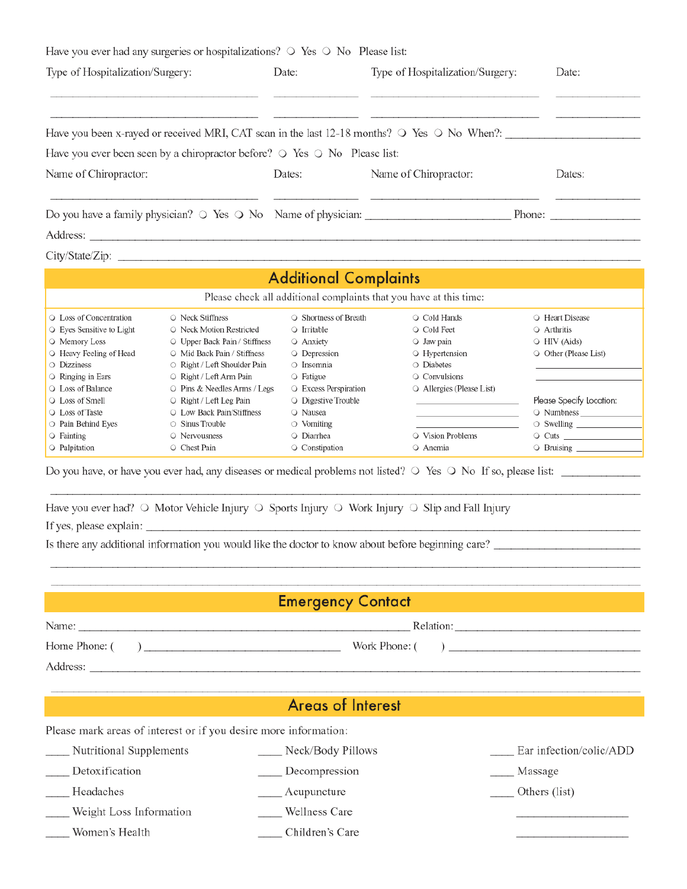Have you ever had any surgeries or hospitalizations? ❍ Yes ❍ No Please list:

| Type of Hospitalization/Surgery: | Date: | Type of Hospitalization/Surgery: | Date: |
|---|---|---|---|
| ______________________ | __________ | ______________________ | __________ |
| ______________________ | __________ | ______________________ | __________ |

Have you been x-rayed or received MRI, CAT scan in the last 12-18 months? ❍ Yes ❍ No When?: ______________

Have you ever been seen by a chiropractor before? ❍ Yes ❍ No Please list:

| Name of Chiropractor: | Dates: | Name of Chiropractor: | Dates: |
|---|---|---|---|
| ______________________ | __________ | ______________________ | __________ |

Do you have a family physician? ❍ Yes ❍ No Name of physician: ______________ Phone: __________

Address: ______________________________________________

City/State/Zip: ______________________________________________

## Additional Complaints

Please check all additional complaints that you have at this time:

| | | | | |
|---|---|---|---|---|
| ❍ Loss of Concentration | ❍ Neck Stiffness | ❍ Shortness of Breath | ❍ Cold Hands | ❍ Heart Disease |
| ❍ Eyes Sensitive to Light | ❍ Neck Motion Restricted | ❍ Irritable | ❍ Cold Feet | ❍ Arthritis |
| ❍ Memory Loss | ❍ Upper Back Pain / Stiffness | ❍ Anxiety | ❍ Jaw pain | ❍ HIV (Aids) |
| ❍ Heavy Feeling of Head | ❍ Mid Back Pain / Stiffness | ❍ Depression | ❍ Hypertension | ❍ Other (Please List) |
| ❍ Dizziness | ❍ Right / Left Shoulder Pain | ❍ Insomnia | ❍ Diabetes | __________ |
| ❍ Ringing in Ears | ❍ Right / Left Arm Pain | ❍ Fatigue | ❍ Convulsions | __________ |
| ❍ Loss of Balance | ❍ Pins & Needles Arms / Legs | ❍ Excess Perspiration | ❍ Allergies (Please List) | |
| ❍ Loss of Smell | ❍ Right / Left Leg Pain | ❍ Digestive Trouble | __________ | Please Specify Location: |
| ❍ Loss of Taste | ❍ Low Back Pain/Stiffness | ❍ Nausea | | ❍ Numbness __________ |
| ❍ Pain Behind Eyes | ❍ Sinus Trouble | ❍ Vomiting | __________ | ❍ Swelling __________ |
| ❍ Fainting | ❍ Nervousness | ❍ Diarrhea | ❍ Vision Problems | ❍ Cuts __________ |
| ❍ Palpitation | ❍ Chest Pain | ❍ Constipation | ❍ Anemia | ❍ Bruising __________ |

Do you have, or have you ever had, any diseases or medical problems not listed? ❍ Yes ❍ No If so, please list: __________

______________________________________________

Have you ever had? ❍ Motor Vehicle Injury ❍ Sports Injury ❍ Work Injury ❍ Slip and Fall Injury

If yes, please explain: ______________________________________________

Is there any additional information you would like the doctor to know about before beginning care? ______________

______________________________________________

______________________________________________

## Emergency Contact

Name: ______________________________ Relation: ______________

Home Phone: ( ) ______________________ Work Phone: ( ) ______________

Address: ______________________________________________

______________________________________________

## Areas of Interest

Please mark areas of interest or if you desire more information:

| | | |
|---|---|---|
| ____ Nutritional Supplements | ____ Neck/Body Pillows | ____ Ear infection/colic/ADD |
| ____ Detoxification | ____ Decompression | ____ Massage |
| ____ Headaches | ____ Acupuncture | ____ Others (list) |
| ____ Weight Loss Information | ____ Wellness Care | __________ |
| ____ Women's Health | ____ Children's Care | __________ |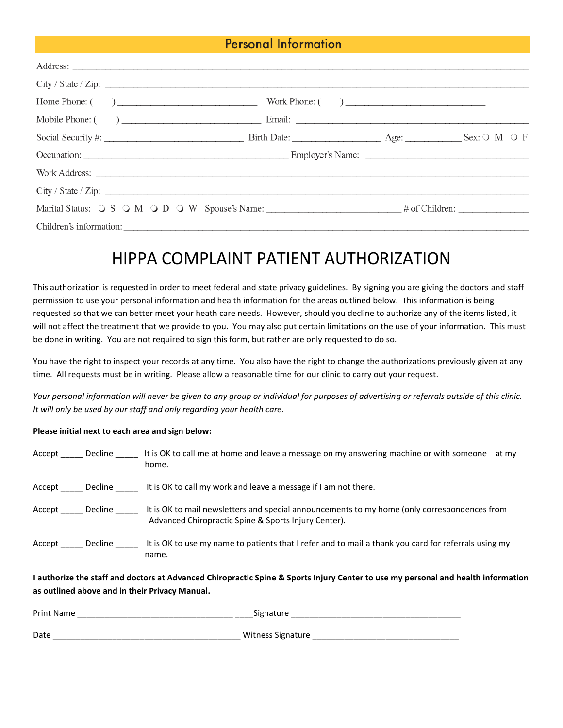## Personal Information

Address: ___________________________________________________________________________

City / State / Zip: _______________________________________________________________________

Home Phone: (     ) ___________________________ Work Phone: (     ) ___________________________

Mobile Phone: (     ) ___________________________ Email: ___________________________________________

Social Security #: ___________________________ Birth Date: _________________ Age: ___________ Sex: ❍ M ❍ F

Occupation: ________________________________________ Employer's Name: ___________________________________

Work Address: ___________________________________________________________________________

City / State / Zip: _______________________________________________________________________

Marital Status: ❍ S ❍ M ❍ D ❍ W Spouse's Name: ___________________________ # of Children: ______________

Children's information: ____________________________________________________________________

# HIPPA COMPLAINT PATIENT AUTHORIZATION

This authorization is requested in order to meet federal and state privacy guidelines. By signing you are giving the doctors and staff permission to use your personal information and health information for the areas outlined below. This information is being requested so that we can better meet your heath care needs. However, should you decline to authorize any of the items listed, it will not affect the treatment that we provide to you. You may also put certain limitations on the use of your information. This must be done in writing. You are not required to sign this form, but rather are only requested to do so.

You have the right to inspect your records at any time. You also have the right to change the authorizations previously given at any time. All requests must be in writing. Please allow a reasonable time for our clinic to carry out your request.

*Your personal information will never be given to any group or individual for purposes of advertising or referrals outside of this clinic. It will only be used by our staff and only regarding your health care.*

**Please initial next to each area and sign below:**

Accept _____ Decline _____ It is OK to call me at home and leave a message on my answering machine or with someone at my home.

Accept _____ Decline _____ It is OK to call my work and leave a message if I am not there.

Accept _____ Decline _____ It is OK to mail newsletters and special announcements to my home (only correspondences from Advanced Chiropractic Spine & Sports Injury Center).

Accept _____ Decline _____ It is OK to use my name to patients that I refer and to mail a thank you card for referrals using my name.

**I authorize the staff and doctors at Advanced Chiropractic Spine & Sports Injury Center to use my personal and health information as outlined above and in their Privacy Manual.**

Print Name ___________________________________ ____Signature ____________________________________

Date __________________________________________ Witness Signature _______________________________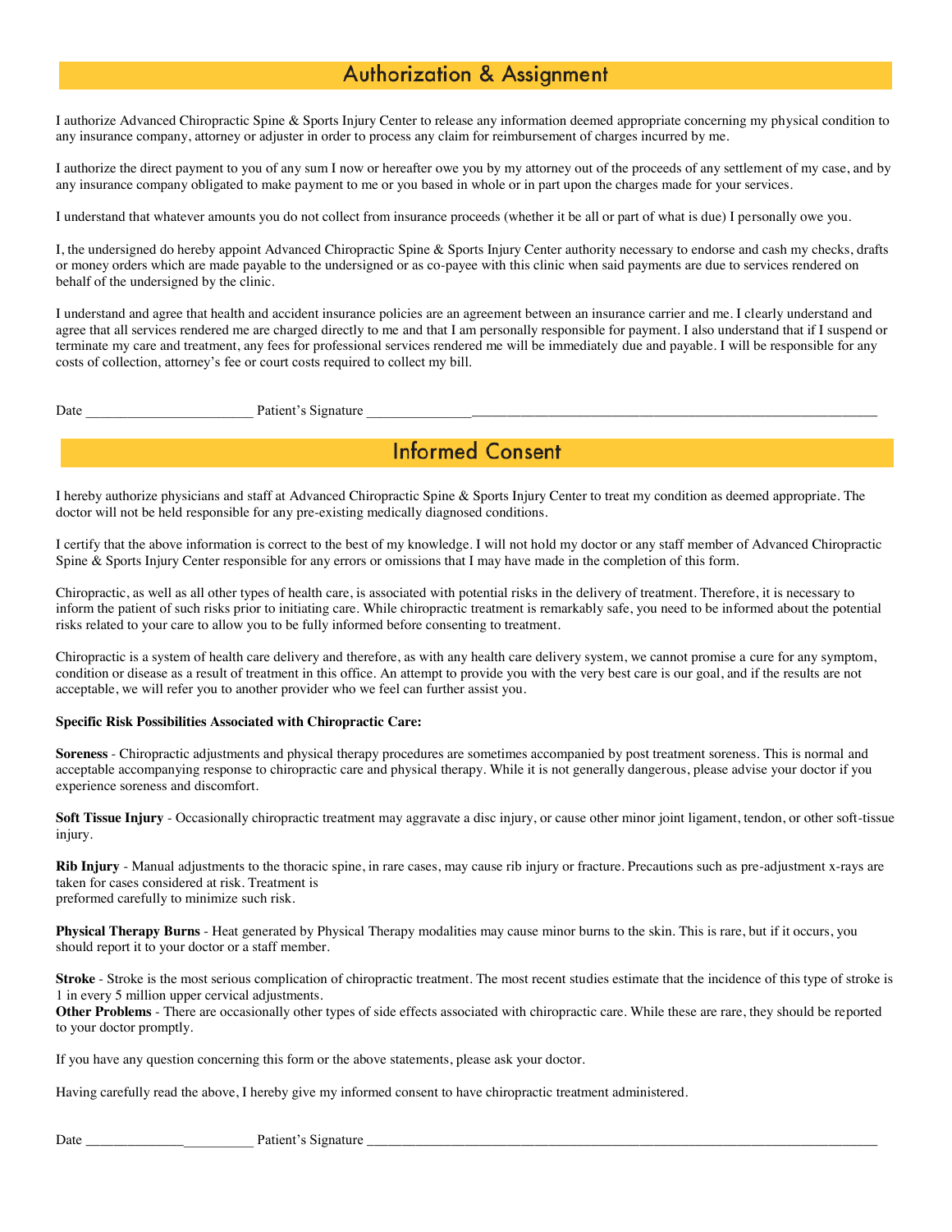## Authorization & Assignment

I authorize Advanced Chiropractic Spine & Sports Injury Center to release any information deemed appropriate concerning my physical condition to any insurance company, attorney or adjuster in order to process any claim for reimbursement of charges incurred by me.

I authorize the direct payment to you of any sum I now or hereafter owe you by my attorney out of the proceeds of any settlement of my case, and by any insurance company obligated to make payment to me or you based in whole or in part upon the charges made for your services.

I understand that whatever amounts you do not collect from insurance proceeds (whether it be all or part of what is due) I personally owe you.

I, the undersigned do hereby appoint Advanced Chiropractic Spine & Sports Injury Center authority necessary to endorse and cash my checks, drafts or money orders which are made payable to the undersigned or as co-payee with this clinic when said payments are due to services rendered on behalf of the undersigned by the clinic.

I understand and agree that health and accident insurance policies are an agreement between an insurance carrier and me. I clearly understand and agree that all services rendered me are charged directly to me and that I am personally responsible for payment. I also understand that if I suspend or terminate my care and treatment, any fees for professional services rendered me will be immediately due and payable. I will be responsible for any costs of collection, attorney's fee or court costs required to collect my bill.

Date _______________________ Patient's Signature _____________________________________________________________________________

## Informed Consent

I hereby authorize physicians and staff at Advanced Chiropractic Spine & Sports Injury Center to treat my condition as deemed appropriate. The doctor will not be held responsible for any pre-existing medically diagnosed conditions.

I certify that the above information is correct to the best of my knowledge. I will not hold my doctor or any staff member of Advanced Chiropractic Spine & Sports Injury Center responsible for any errors or omissions that I may have made in the completion of this form.

Chiropractic, as well as all other types of health care, is associated with potential risks in the delivery of treatment. Therefore, it is necessary to inform the patient of such risks prior to initiating care. While chiropractic treatment is remarkably safe, you need to be informed about the potential risks related to your care to allow you to be fully informed before consenting to treatment.

Chiropractic is a system of health care delivery and therefore, as with any health care delivery system, we cannot promise a cure for any symptom, condition or disease as a result of treatment in this office. An attempt to provide you with the very best care is our goal, and if the results are not acceptable, we will refer you to another provider who we feel can further assist you.

**Specific Risk Possibilities Associated with Chiropractic Care:**

**Soreness** - Chiropractic adjustments and physical therapy procedures are sometimes accompanied by post treatment soreness. This is normal and acceptable accompanying response to chiropractic care and physical therapy. While it is not generally dangerous, please advise your doctor if you experience soreness and discomfort.

**Soft Tissue Injury** - Occasionally chiropractic treatment may aggravate a disc injury, or cause other minor joint ligament, tendon, or other soft-tissue injury.

**Rib Injury** - Manual adjustments to the thoracic spine, in rare cases, may cause rib injury or fracture. Precautions such as pre-adjustment x-rays are taken for cases considered at risk. Treatment is
preformed carefully to minimize such risk.

**Physical Therapy Burns** - Heat generated by Physical Therapy modalities may cause minor burns to the skin. This is rare, but if it occurs, you should report it to your doctor or a staff member.

**Stroke** - Stroke is the most serious complication of chiropractic treatment. The most recent studies estimate that the incidence of this type of stroke is 1 in every 5 million upper cervical adjustments.
**Other Problems** - There are occasionally other types of side effects associated with chiropractic care. While these are rare, they should be reported to your doctor promptly.

If you have any question concerning this form or the above statements, please ask your doctor.

Having carefully read the above, I hereby give my informed consent to have chiropractic treatment administered.

Date ________________________ Patient's Signature _____________________________________________________________________________